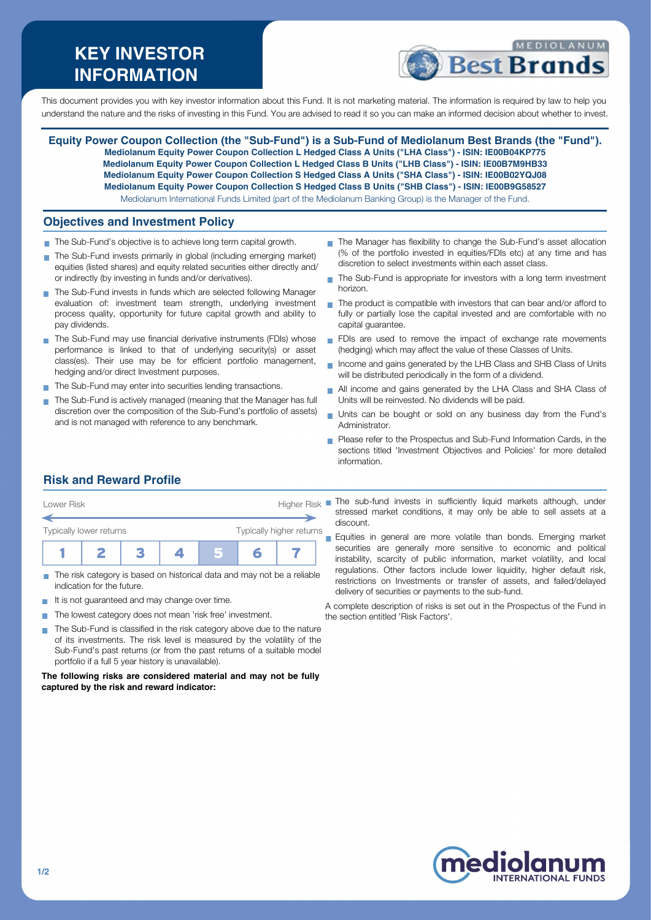# KEY INVESTOR INFORMATION

This document provides you with key investor information about this Fund. It is not marketing material. The information is required by law to help you understand the nature and the risks of investing in this Fund. You are advised to read it so you can make an informed decision about whether to invest.

**Equity Power Coupon Collection (the "Sub-Fund") is a Sub-Fund of Mediolanum Best Brands (the "Fund").**

**Mediolanum Equity Power Coupon Collection L Hedged Class A Units ("LHA Class") - ISIN: IE00B04KP775**

**Mediolanum Equity Power Coupon Collection L Hedged Class B Units ("LHB Class") - ISIN: IE00B7M9HB33**

**Mediolanum Equity Power Coupon Collection S Hedged Class A Units ("SHA Class") - ISIN: IE00B02YQJ08**

**Mediolanum Equity Power Coupon Collection S Hedged Class B Units ("SHB Class") - ISIN: IE00B9G58527**

Mediolanum International Funds Limited (part of the Mediolanum Banking Group) is the Manager of the Fund.

## Objectives and Investment Policy

- The Sub-Fund's objective is to achieve long term capital growth.
- The Sub-Fund invests primarily in global (including emerging market) equities (listed shares) and equity related securities either directly and/ or indirectly (by investing in funds and/or derivatives).
- The Sub-Fund invests in funds which are selected following Manager evaluation of: investment team strength, underlying investment process quality, opportunity for future capital growth and ability to pay dividends.
- The Sub-Fund may use financial derivative instruments (FDIs) whose performance is linked to that of underlying security(s) or asset class(es). Their use may be for efficient portfolio management, hedging and/or direct Investment purposes.
- The Sub-Fund may enter into securities lending transactions.
- The Sub-Fund is actively managed (meaning that the Manager has full discretion over the composition of the Sub-Fund's portfolio of assets) and is not managed with reference to any benchmark.
- The Manager has flexibility to change the Sub-Fund's asset allocation (% of the portfolio invested in equities/FDIs etc) at any time and has discretion to select investments within each asset class.
- The Sub-Fund is appropriate for investors with a long term investment horizon.
- The product is compatible with investors that can bear and/or afford to fully or partially lose the capital invested and are comfortable with no capital guarantee.
- FDIs are used to remove the impact of exchange rate movements (hedging) which may affect the value of these Classes of Units.
- Income and gains generated by the LHB Class and SHB Class of Units will be distributed periodically in the form of a dividend.
- All income and gains generated by the LHA Class and SHA Class of Units will be reinvested. No dividends will be paid.
- Units can be bought or sold on any business day from the Fund's Administrator.
- Please refer to the Prospectus and Sub-Fund Information Cards, in the sections titled 'Investment Objectives and Policies' for more detailed information.

## Risk and Reward Profile

Lower Risk — Higher Risk

Typically lower returns — Typically higher returns

| 1 | 2 | 3 | 4 | **5** | 6 | 7 |
|---|---|---|---|---|---|---|

- The risk category is based on historical data and may not be a reliable indication for the future.
- It is not guaranteed and may change over time.
- The lowest category does not mean 'risk free' investment.
- The Sub-Fund is classified in the risk category above due to the nature of its investments. The risk level is measured by the volatility of the Sub-Fund's past returns (or from the past returns of a suitable model portfolio if a full 5 year history is unavailable).

**The following risks are considered material and may not be fully captured by the risk and reward indicator:**

- The sub-fund invests in sufficiently liquid markets although, under stressed market conditions, it may only be able to sell assets at a discount.
- Equities in general are more volatile than bonds. Emerging market securities are generally more sensitive to economic and political instability, scarcity of public information, market volatility, and local regulations. Other factors include lower liquidity, higher default risk, restrictions on Investments or transfer of assets, and failed/delayed delivery of securities or payments to the sub-fund.

A complete description of risks is set out in the Prospectus of the Fund in the section entitled 'Risk Factors'.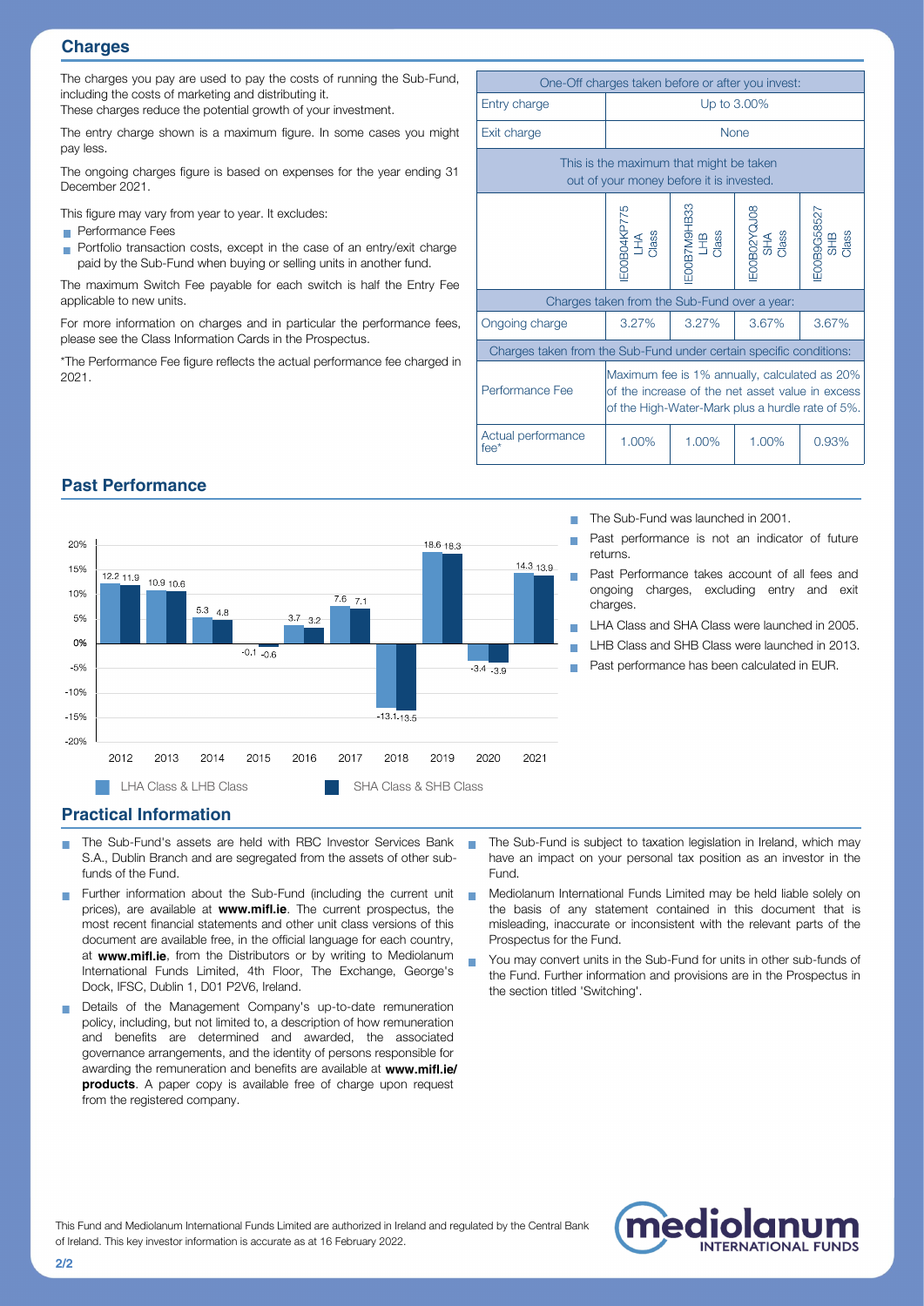## Charges

The charges you pay are used to pay the costs of running the Sub-Fund, including the costs of marketing and distributing it.
These charges reduce the potential growth of your investment.

The entry charge shown is a maximum figure. In some cases you might pay less.

The ongoing charges figure is based on expenses for the year ending 31 December 2021.

This figure may vary from year to year. It excludes:

- Performance Fees
- Portfolio transaction costs, except in the case of an entry/exit charge paid by the Sub-Fund when buying or selling units in another fund.

The maximum Switch Fee payable for each switch is half the Entry Fee applicable to new units.

For more information on charges and in particular the performance fees, please see the Class Information Cards in the Prospectus.

*The Performance Fee figure reflects the actual performance fee charged in 2021.

| One-Off charges taken before or after you invest: | | | | |
|---|---|---|---|---|
| Entry charge | Up to 3.00% | | | |
| Exit charge | None | | | |
| This is the maximum that might be taken out of your money before it is invested. | | | | |
| | IE00B04KP775 LHA Class | IE00B7M9HB33 LHB Class | IE00B02YQJ08 SHA Class | IE00B9G58527 SHB Class |
| Charges taken from the Sub-Fund over a year: | | | | |
| Ongoing charge | 3.27% | 3.27% | 3.67% | 3.67% |
| Charges taken from the Sub-Fund under certain specific conditions: | | | | |
| Performance Fee | Maximum fee is 1% annually, calculated as 20% of the increase of the net asset value in excess of the High-Water-Mark plus a hurdle rate of 5%. | | | |
| Actual performance fee* | 1.00% | 1.00% | 1.00% | 0.93% |

## Past Performance

20%
15%
10%
5%
0%
-5%
-10%
-15%
-20%

12.2 11.9
10.9 10.6
5.3 4.8
-0.1 -0.6
3.7 3.2
7.6 7.1
-13.1 -13.5
18.6 18.3
-3.4 -3.9
14.3 13.9

2012 2013 2014 2015 2016 2017 2018 2019 2020 2021

LHA Class & LHB Class
SHA Class & SHB Class

- The Sub-Fund was launched in 2001.
- Past performance is not an indicator of future returns.
- Past Performance takes account of all fees and ongoing charges, excluding entry and exit charges.
- LHA Class and SHA Class were launched in 2005.
- LHB Class and SHB Class were launched in 2013.
- Past performance has been calculated in EUR.

## Practical Information

- The Sub-Fund's assets are held with RBC Investor Services Bank S.A., Dublin Branch and are segregated from the assets of other sub-funds of the Fund.
- Further information about the Sub-Fund (including the current unit prices), are available at **www.mifl.ie**. The current prospectus, the most recent financial statements and other unit class versions of this document are available free, in the official language for each country, at **www.mifl.ie**, from the Distributors or by writing to Mediolanum International Funds Limited, 4th Floor, The Exchange, George's Dock, IFSC, Dublin 1, D01 P2V6, Ireland.
- Details of the Management Company's up-to-date remuneration policy, including, but not limited to, a description of how remuneration and benefits are determined and awarded, the associated governance arrangements, and the identity of persons responsible for awarding the remuneration and benefits are available at **www.mifl.ie/products**. A paper copy is available free of charge upon request from the registered company.
- The Sub-Fund is subject to taxation legislation in Ireland, which may have an impact on your personal tax position as an investor in the Fund.
- Mediolanum International Funds Limited may be held liable solely on the basis of any statement contained in this document that is misleading, inaccurate or inconsistent with the relevant parts of the Prospectus for the Fund.
- You may convert units in the Sub-Fund for units in other sub-funds of the Fund. Further information and provisions are in the Prospectus in the section titled 'Switching'.

This Fund and Mediolanum International Funds Limited are authorized in Ireland and regulated by the Central Bank of Ireland. This key investor information is accurate as at 16 February 2022.